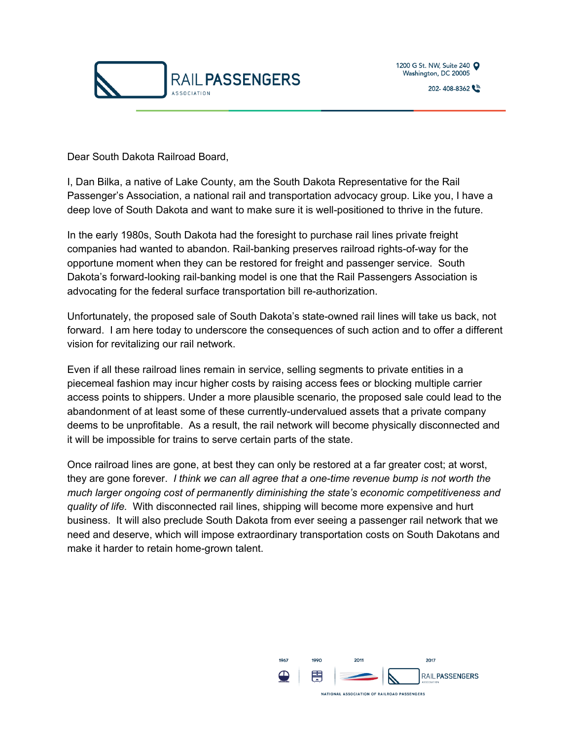RAIL PASSENGERS ASSOCIATION

1200 G St. NW, Suite 240
Washington, DC 20005

202- 408-8362

Dear South Dakota Railroad Board,

I, Dan Bilka, a native of Lake County, am the South Dakota Representative for the Rail Passenger's Association, a national rail and transportation advocacy group. Like you, I have a deep love of South Dakota and want to make sure it is well-positioned to thrive in the future.

In the early 1980s, South Dakota had the foresight to purchase rail lines private freight companies had wanted to abandon. Rail-banking preserves railroad rights-of-way for the opportune moment when they can be restored for freight and passenger service. South Dakota's forward-looking rail-banking model is one that the Rail Passengers Association is advocating for the federal surface transportation bill re-authorization.

Unfortunately, the proposed sale of South Dakota's state-owned rail lines will take us back, not forward. I am here today to underscore the consequences of such action and to offer a different vision for revitalizing our rail network.

Even if all these railroad lines remain in service, selling segments to private entities in a piecemeal fashion may incur higher costs by raising access fees or blocking multiple carrier access points to shippers. Under a more plausible scenario, the proposed sale could lead to the abandonment of at least some of these currently-undervalued assets that a private company deems to be unprofitable. As a result, the rail network will become physically disconnected and it will be impossible for trains to serve certain parts of the state.

Once railroad lines are gone, at best they can only be restored at a far greater cost; at worst, they are gone forever. *I think we can all agree that a one-time revenue bump is not worth the much larger ongoing cost of permanently diminishing the state's economic competitiveness and quality of life.* With disconnected rail lines, shipping will become more expensive and hurt business. It will also preclude South Dakota from ever seeing a passenger rail network that we need and deserve, which will impose extraordinary transportation costs on South Dakotans and make it harder to retain home-grown talent.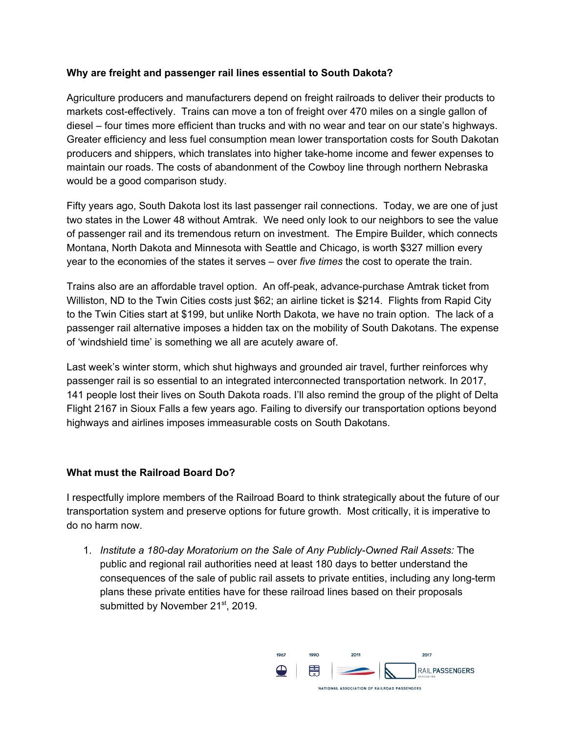**Why are freight and passenger rail lines essential to South Dakota?**

Agriculture producers and manufacturers depend on freight railroads to deliver their products to markets cost-effectively. Trains can move a ton of freight over 470 miles on a single gallon of diesel – four times more efficient than trucks and with no wear and tear on our state's highways. Greater efficiency and less fuel consumption mean lower transportation costs for South Dakotan producers and shippers, which translates into higher take-home income and fewer expenses to maintain our roads. The costs of abandonment of the Cowboy line through northern Nebraska would be a good comparison study.

Fifty years ago, South Dakota lost its last passenger rail connections. Today, we are one of just two states in the Lower 48 without Amtrak. We need only look to our neighbors to see the value of passenger rail and its tremendous return on investment. The Empire Builder, which connects Montana, North Dakota and Minnesota with Seattle and Chicago, is worth $327 million every year to the economies of the states it serves – over *five times* the cost to operate the train.

Trains also are an affordable travel option. An off-peak, advance-purchase Amtrak ticket from Williston, ND to the Twin Cities costs just $62; an airline ticket is $214. Flights from Rapid City to the Twin Cities start at $199, but unlike North Dakota, we have no train option. The lack of a passenger rail alternative imposes a hidden tax on the mobility of South Dakotans. The expense of 'windshield time' is something we all are acutely aware of.

Last week's winter storm, which shut highways and grounded air travel, further reinforces why passenger rail is so essential to an integrated interconnected transportation network. In 2017, 141 people lost their lives on South Dakota roads. I'll also remind the group of the plight of Delta Flight 2167 in Sioux Falls a few years ago. Failing to diversify our transportation options beyond highways and airlines imposes immeasurable costs on South Dakotans.

**What must the Railroad Board Do?**

I respectfully implore members of the Railroad Board to think strategically about the future of our transportation system and preserve options for future growth. Most critically, it is imperative to do no harm now.

1. *Institute a 180-day Moratorium on the Sale of Any Publicly-Owned Rail Assets:* The public and regional rail authorities need at least 180 days to better understand the consequences of the sale of public rail assets to private entities, including any long-term plans these private entities have for these railroad lines based on their proposals submitted by November 21st, 2019.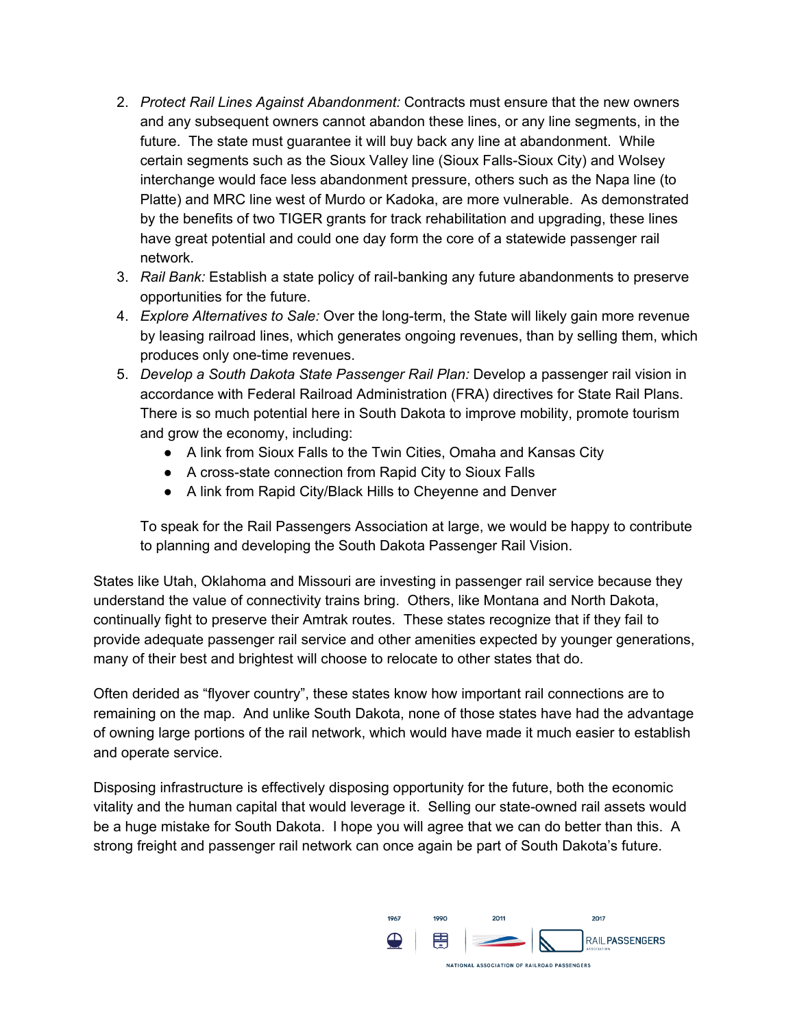2. *Protect Rail Lines Against Abandonment:* Contracts must ensure that the new owners and any subsequent owners cannot abandon these lines, or any line segments, in the future. The state must guarantee it will buy back any line at abandonment. While certain segments such as the Sioux Valley line (Sioux Falls-Sioux City) and Wolsey interchange would face less abandonment pressure, others such as the Napa line (to Platte) and MRC line west of Murdo or Kadoka, are more vulnerable. As demonstrated by the benefits of two TIGER grants for track rehabilitation and upgrading, these lines have great potential and could one day form the core of a statewide passenger rail network.
3. *Rail Bank:* Establish a state policy of rail-banking any future abandonments to preserve opportunities for the future.
4. *Explore Alternatives to Sale:* Over the long-term, the State will likely gain more revenue by leasing railroad lines, which generates ongoing revenues, than by selling them, which produces only one-time revenues.
5. *Develop a South Dakota State Passenger Rail Plan:* Develop a passenger rail vision in accordance with Federal Railroad Administration (FRA) directives for State Rail Plans. There is so much potential here in South Dakota to improve mobility, promote tourism and grow the economy, including:
   - A link from Sioux Falls to the Twin Cities, Omaha and Kansas City
   - A cross-state connection from Rapid City to Sioux Falls
   - A link from Rapid City/Black Hills to Cheyenne and Denver

   To speak for the Rail Passengers Association at large, we would be happy to contribute to planning and developing the South Dakota Passenger Rail Vision.

States like Utah, Oklahoma and Missouri are investing in passenger rail service because they understand the value of connectivity trains bring. Others, like Montana and North Dakota, continually fight to preserve their Amtrak routes. These states recognize that if they fail to provide adequate passenger rail service and other amenities expected by younger generations, many of their best and brightest will choose to relocate to other states that do.

Often derided as "flyover country", these states know how important rail connections are to remaining on the map. And unlike South Dakota, none of those states have had the advantage of owning large portions of the rail network, which would have made it much easier to establish and operate service.

Disposing infrastructure is effectively disposing opportunity for the future, both the economic vitality and the human capital that would leverage it. Selling our state-owned rail assets would be a huge mistake for South Dakota. I hope you will agree that we can do better than this. A strong freight and passenger rail network can once again be part of South Dakota's future.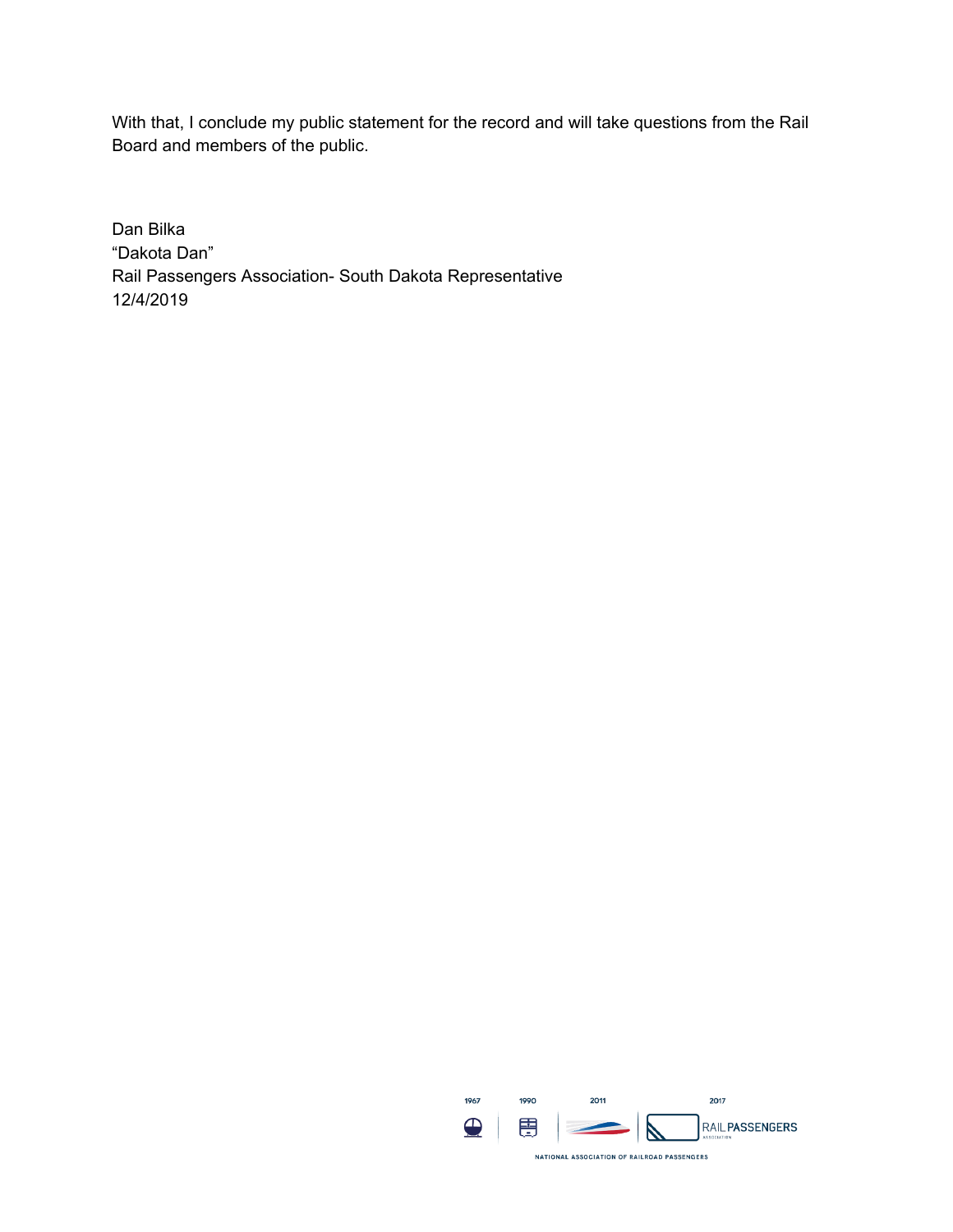With that, I conclude my public statement for the record and will take questions from the Rail Board and members of the public.

Dan Bilka
“Dakota Dan”
Rail Passengers Association- South Dakota Representative
12/4/2019